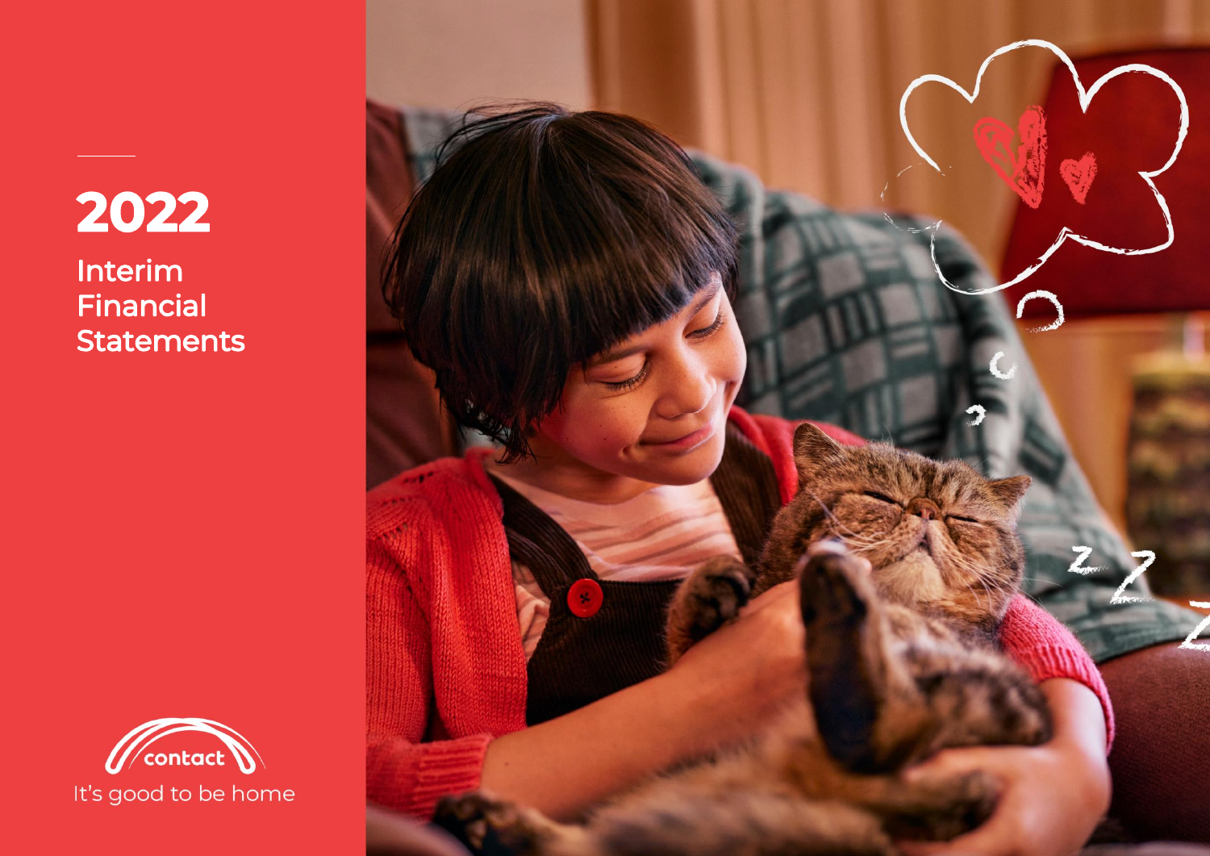# 2022

## Interim Financial Statements

contact

It's good to be home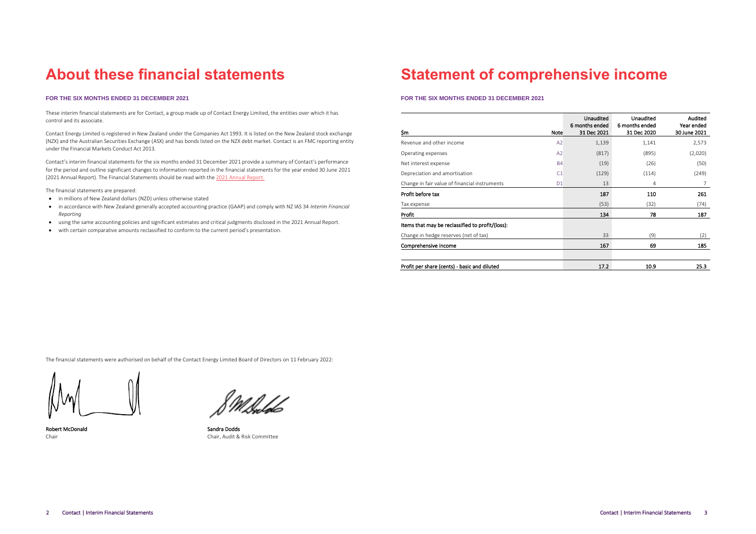# About these financial statements

**FOR THE SIX MONTHS ENDED 31 DECEMBER 2021**

These interim financial statements are for Contact, a group made up of Contact Energy Limited, the entities over which it has control and its associate.

Contact Energy Limited is registered in New Zealand under the Companies Act 1993. It is listed on the New Zealand stock exchange (NZX) and the Australian Securities Exchange (ASX) and has bonds listed on the NZX debt market. Contact is an FMC reporting entity under the Financial Markets Conduct Act 2013.

Contact's interim financial statements for the six months ended 31 December 2021 provide a summary of Contact's performance for the period and outline significant changes to information reported in the financial statements for the year ended 30 June 2021 (2021 Annual Report). The Financial Statements should be read with the 2021 Annual Report.

The financial statements are prepared:

- in millions of New Zealand dollars (NZD) unless otherwise stated
- in accordance with New Zealand generally accepted accounting practice (GAAP) and comply with NZ IAS 34 *Interim Financial Reporting*
- using the same accounting policies and significant estimates and critical judgments disclosed in the 2021 Annual Report.
- with certain comparative amounts reclassified to conform to the current period's presentation.

The financial statements were authorised on behalf of the Contact Energy Limited Board of Directors on 11 February 2022:

**Robert McDonald**
Chair

**Sandra Dodds**
Chair, Audit & Risk Committee

# Statement of comprehensive income

**FOR THE SIX MONTHS ENDED 31 DECEMBER 2021**

| $m | Note | Unaudited 6 months ended 31 Dec 2021 | Unaudited 6 months ended 31 Dec 2020 | Audited Year ended 30 June 2021 |
|---|---|---|---|---|
| Revenue and other income | A2 | 1,139 | 1,141 | 2,573 |
| Operating expenses | A2 | (817) | (895) | (2,020) |
| Net interest expense | B4 | (19) | (26) | (50) |
| Depreciation and amortisation | C1 | (129) | (114) | (249) |
| Change in fair value of financial instruments | D1 | 13 | 4 | 7 |
| **Profit before tax** | | **187** | **110** | **261** |
| Tax expense | | (53) | (32) | (74) |
| **Profit** | | **134** | **78** | **187** |
| **Items that may be reclassified to profit/(loss):** | | | | |
| Change in hedge reserves (net of tax) | | 33 | (9) | (2) |
| **Comprehensive income** | | **167** | **69** | **185** |
| | | | | |
| **Profit per share (cents) - basic and diluted** | | **17.2** | **10.9** | **25.3** |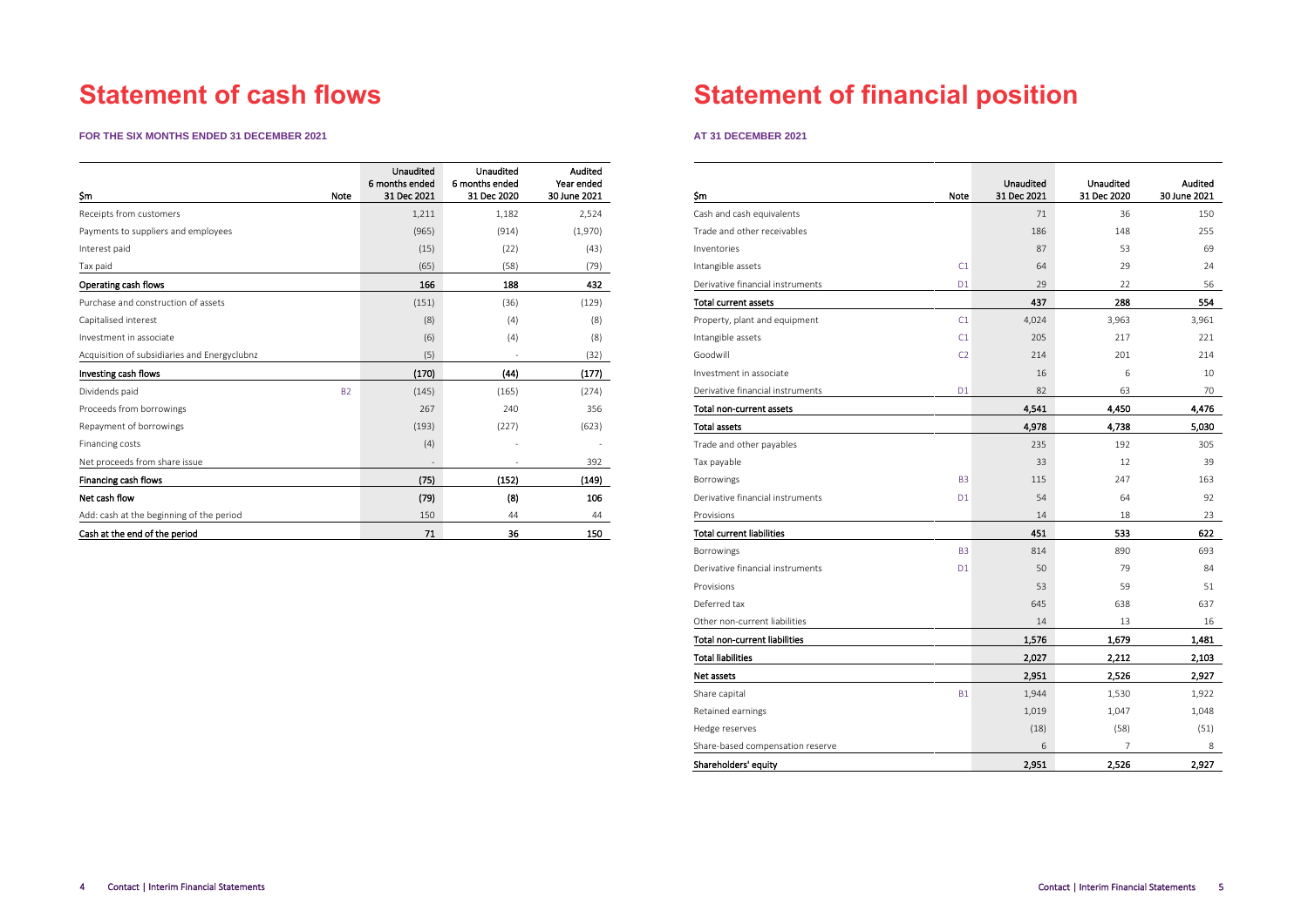# Statement of cash flows

**FOR THE SIX MONTHS ENDED 31 DECEMBER 2021**

| $m | Note | Unaudited 6 months ended 31 Dec 2021 | Unaudited 6 months ended 31 Dec 2020 | Audited Year ended 30 June 2021 |
|---|---|---|---|---|
| Receipts from customers | | 1,211 | 1,182 | 2,524 |
| Payments to suppliers and employees | | (965) | (914) | (1,970) |
| Interest paid | | (15) | (22) | (43) |
| Tax paid | | (65) | (58) | (79) |
| **Operating cash flows** | | **166** | **188** | **432** |
| Purchase and construction of assets | | (151) | (36) | (129) |
| Capitalised interest | | (8) | (4) | (8) |
| Investment in associate | | (6) | (4) | (8) |
| Acquisition of subsidiaries and Energyclubnz | | (5) | - | (32) |
| **Investing cash flows** | | **(170)** | **(44)** | **(177)** |
| Dividends paid | B2 | (145) | (165) | (274) |
| Proceeds from borrowings | | 267 | 240 | 356 |
| Repayment of borrowings | | (193) | (227) | (623) |
| Financing costs | | (4) | - | - |
| Net proceeds from share issue | | - | - | 392 |
| **Financing cash flows** | | **(75)** | **(152)** | **(149)** |
| **Net cash flow** | | **(79)** | **(8)** | **106** |
| Add: cash at the beginning of the period | | 150 | 44 | 44 |
| **Cash at the end of the period** | | **71** | **36** | **150** |

# Statement of financial position

**AT 31 DECEMBER 2021**

| $m | Note | Unaudited 31 Dec 2021 | Unaudited 31 Dec 2020 | Audited 30 June 2021 |
|---|---|---|---|---|
| Cash and cash equivalents | | 71 | 36 | 150 |
| Trade and other receivables | | 186 | 148 | 255 |
| Inventories | | 87 | 53 | 69 |
| Intangible assets | C1 | 64 | 29 | 24 |
| Derivative financial instruments | D1 | 29 | 22 | 56 |
| **Total current assets** | | **437** | **288** | **554** |
| Property, plant and equipment | C1 | 4,024 | 3,963 | 3,961 |
| Intangible assets | C1 | 205 | 217 | 221 |
| Goodwill | C2 | 214 | 201 | 214 |
| Investment in associate | | 16 | 6 | 10 |
| Derivative financial instruments | D1 | 82 | 63 | 70 |
| **Total non-current assets** | | **4,541** | **4,450** | **4,476** |
| **Total assets** | | **4,978** | **4,738** | **5,030** |
| Trade and other payables | | 235 | 192 | 305 |
| Tax payable | | 33 | 12 | 39 |
| Borrowings | B3 | 115 | 247 | 163 |
| Derivative financial instruments | D1 | 54 | 64 | 92 |
| Provisions | | 14 | 18 | 23 |
| **Total current liabilities** | | **451** | **533** | **622** |
| Borrowings | B3 | 814 | 890 | 693 |
| Derivative financial instruments | D1 | 50 | 79 | 84 |
| Provisions | | 53 | 59 | 51 |
| Deferred tax | | 645 | 638 | 637 |
| Other non-current liabilities | | 14 | 13 | 16 |
| **Total non-current liabilities** | | **1,576** | **1,679** | **1,481** |
| **Total liabilities** | | **2,027** | **2,212** | **2,103** |
| **Net assets** | | **2,951** | **2,526** | **2,927** |
| Share capital | B1 | 1,944 | 1,530 | 1,922 |
| Retained earnings | | 1,019 | 1,047 | 1,048 |
| Hedge reserves | | (18) | (58) | (51) |
| Share-based compensation reserve | | 6 | 7 | 8 |
| **Shareholders' equity** | | **2,951** | **2,526** | **2,927** |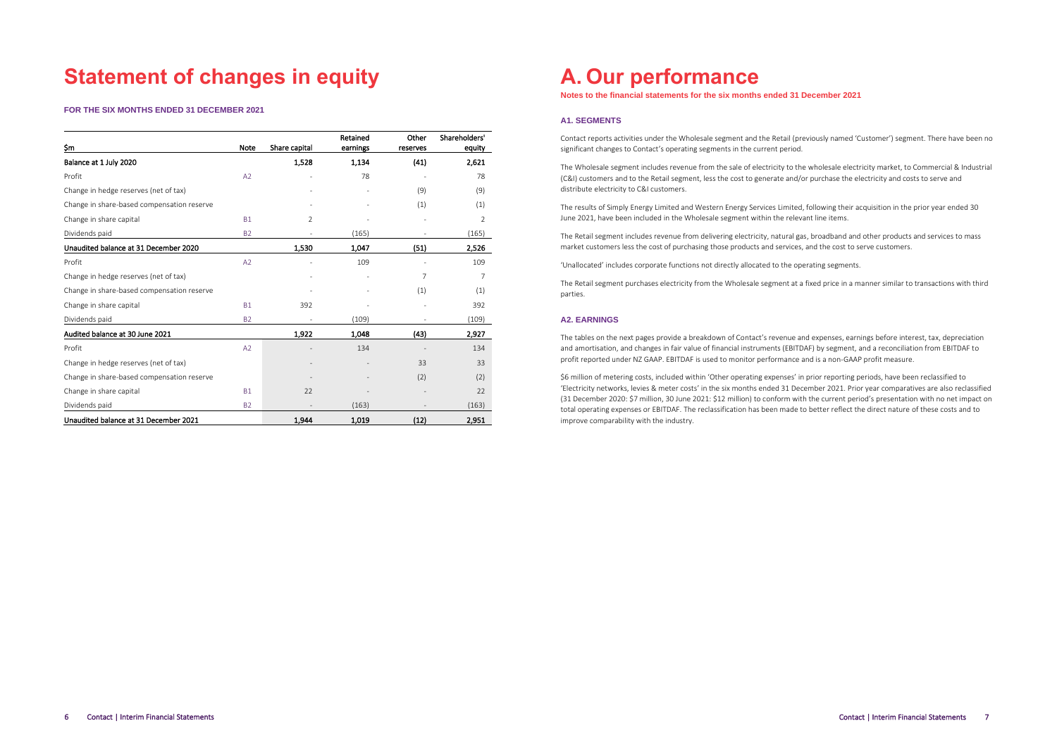# Statement of changes in equity

**FOR THE SIX MONTHS ENDED 31 DECEMBER 2021**

| $m | Note | Share capital | Retained earnings | Other reserves | Shareholders' equity |
|---|---|---|---|---|---|
| **Balance at 1 July 2020** | | **1,528** | **1,134** | **(41)** | **2,621** |
| Profit | A2 | - | 78 | - | 78 |
| Change in hedge reserves (net of tax) | | - | - | (9) | (9) |
| Change in share-based compensation reserve | | - | - | (1) | (1) |
| Change in share capital | B1 | 2 | - | - | 2 |
| Dividends paid | B2 | - | (165) | - | (165) |
| **Unaudited balance at 31 December 2020** | | **1,530** | **1,047** | **(51)** | **2,526** |
| Profit | A2 | - | 109 | - | 109 |
| Change in hedge reserves (net of tax) | | - | - | 7 | 7 |
| Change in share-based compensation reserve | | - | - | (1) | (1) |
| Change in share capital | B1 | 392 | - | - | 392 |
| Dividends paid | B2 | - | (109) | - | (109) |
| **Audited balance at 30 June 2021** | | **1,922** | **1,048** | **(43)** | **2,927** |
| Profit | A2 | - | 134 | - | 134 |
| Change in hedge reserves (net of tax) | | - | - | 33 | 33 |
| Change in share-based compensation reserve | | - | - | (2) | (2) |
| Change in share capital | B1 | 22 | - | - | 22 |
| Dividends paid | B2 | - | (163) | - | (163) |
| **Unaudited balance at 31 December 2021** | | **1,944** | **1,019** | **(12)** | **2,951** |

# A. Our performance

**Notes to the financial statements for the six months ended 31 December 2021**

### A1. SEGMENTS

Contact reports activities under the Wholesale segment and the Retail (previously named 'Customer') segment. There have been no significant changes to Contact's operating segments in the current period.

The Wholesale segment includes revenue from the sale of electricity to the wholesale electricity market, to Commercial & Industrial (C&I) customers and to the Retail segment, less the cost to generate and/or purchase the electricity and costs to serve and distribute electricity to C&I customers.

The results of Simply Energy Limited and Western Energy Services Limited, following their acquisition in the prior year ended 30 June 2021, have been included in the Wholesale segment within the relevant line items.

The Retail segment includes revenue from delivering electricity, natural gas, broadband and other products and services to mass market customers less the cost of purchasing those products and services, and the cost to serve customers.

'Unallocated' includes corporate functions not directly allocated to the operating segments.

The Retail segment purchases electricity from the Wholesale segment at a fixed price in a manner similar to transactions with third parties.

### A2. EARNINGS

The tables on the next pages provide a breakdown of Contact's revenue and expenses, earnings before interest, tax, depreciation and amortisation, and changes in fair value of financial instruments (EBITDAF) by segment, and a reconciliation from EBITDAF to profit reported under NZ GAAP. EBITDAF is used to monitor performance and is a non-GAAP profit measure.

$6 million of metering costs, included within 'Other operating expenses' in prior reporting periods, have been reclassified to 'Electricity networks, levies & meter costs' in the six months ended 31 December 2021. Prior year comparatives are also reclassified (31 December 2020: $7 million, 30 June 2021: $12 million) to conform with the current period's presentation with no net impact on total operating expenses or EBITDAF. The reclassification has been made to better reflect the direct nature of these costs and to improve comparability with the industry.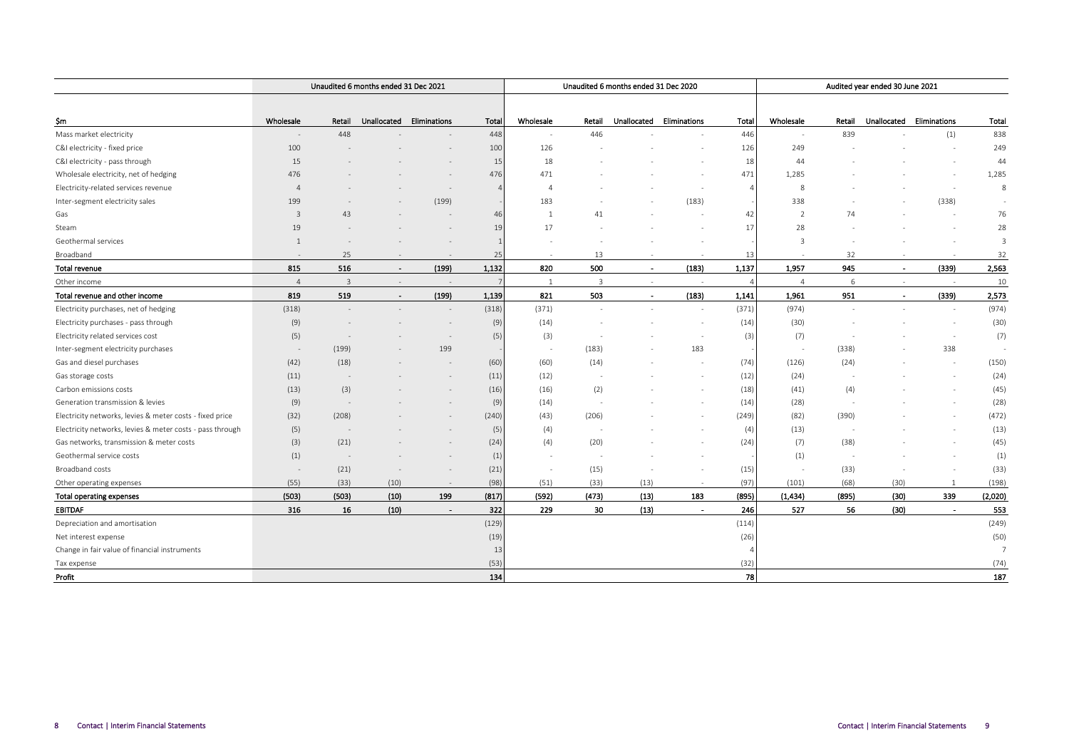| $m | Unaudited 6 months ended 31 Dec 2021 | | | | | Unaudited 6 months ended 31 Dec 2020 | | | | | Audited year ended 30 June 2021 | | | | |
|---|---|---|---|---|---|---|---|---|---|---|---|---|---|---|---|
| | Wholesale | Retail | Unallocated | Eliminations | Total | Wholesale | Retail | Unallocated | Eliminations | Total | Wholesale | Retail | Unallocated | Eliminations | Total |
| Mass market electricity | - | 448 | - | - | 448 | - | 446 | - | - | 446 | - | 839 | - | (1) | 838 |
| C&I electricity - fixed price | 100 | - | - | - | 100 | 126 | - | - | - | 126 | 249 | - | - | - | 249 |
| C&I electricity - pass through | 15 | - | - | - | 15 | 18 | - | - | - | 18 | 44 | - | - | - | 44 |
| Wholesale electricity, net of hedging | 476 | - | - | - | 476 | 471 | - | - | - | 471 | 1,285 | - | - | - | 1,285 |
| Electricity-related services revenue | 4 | - | - | - | 4 | 4 | - | - | - | 4 | 8 | - | - | - | 8 |
| Inter-segment electricity sales | 199 | - | - | (199) | - | 183 | - | - | (183) | - | 338 | - | - | (338) | - |
| Gas | 3 | 43 | - | - | 46 | 1 | 41 | - | - | 42 | 2 | 74 | - | - | 76 |
| Steam | 19 | - | - | - | 19 | 17 | - | - | - | 17 | 28 | - | - | - | 28 |
| Geothermal services | 1 | - | - | - | 1 | - | - | - | - | - | 3 | - | - | - | 3 |
| Broadband | - | 25 | - | - | 25 | - | 13 | - | - | 13 | - | 32 | - | - | 32 |
| **Total revenue** | **815** | **516** | **-** | **(199)** | **1,132** | **820** | **500** | **-** | **(183)** | **1,137** | **1,957** | **945** | **-** | **(339)** | **2,563** |
| Other income | 4 | 3 | - | - | 7 | 1 | 3 | - | - | 4 | 4 | 6 | - | - | 10 |
| **Total revenue and other income** | **819** | **519** | **-** | **(199)** | **1,139** | **821** | **503** | **-** | **(183)** | **1,141** | **1,961** | **951** | **-** | **(339)** | **2,573** |
| Electricity purchases, net of hedging | (318) | - | - | - | (318) | (371) | - | - | - | (371) | (974) | - | - | - | (974) |
| Electricity purchases - pass through | (9) | - | - | - | (9) | (14) | - | - | - | (14) | (30) | - | - | - | (30) |
| Electricity related services cost | (5) | - | - | - | (5) | (3) | - | - | - | (3) | (7) | - | - | - | (7) |
| Inter-segment electricity purchases | - | (199) | - | 199 | - | - | (183) | - | 183 | - | - | (338) | - | 338 | - |
| Gas and diesel purchases | (42) | (18) | - | - | (60) | (60) | (14) | - | - | (74) | (126) | (24) | - | - | (150) |
| Gas storage costs | (11) | - | - | - | (11) | (12) | - | - | - | (12) | (24) | - | - | - | (24) |
| Carbon emissions costs | (13) | (3) | - | - | (16) | (16) | (2) | - | - | (18) | (41) | (4) | - | - | (45) |
| Generation transmission & levies | (9) | - | - | - | (9) | (14) | - | - | - | (14) | (28) | - | - | - | (28) |
| Electricity networks, levies & meter costs - fixed price | (32) | (208) | - | - | (240) | (43) | (206) | - | - | (249) | (82) | (390) | - | - | (472) |
| Electricity networks, levies & meter costs - pass through | (5) | - | - | - | (5) | (4) | - | - | - | (4) | (13) | - | - | - | (13) |
| Gas networks, transmission & meter costs | (3) | (21) | - | - | (24) | (4) | (20) | - | - | (24) | (7) | (38) | - | - | (45) |
| Geothermal service costs | (1) | - | - | - | (1) | - | - | - | - | - | (1) | - | - | - | (1) |
| Broadband costs | - | (21) | - | - | (21) | - | (15) | - | - | (15) | - | (33) | - | - | (33) |
| Other operating expenses | (55) | (33) | (10) | - | (98) | (51) | (33) | (13) | - | (97) | (101) | (68) | (30) | 1 | (198) |
| **Total operating expenses** | **(503)** | **(503)** | **(10)** | **199** | **(817)** | **(592)** | **(473)** | **(13)** | **183** | **(895)** | **(1,434)** | **(895)** | **(30)** | **339** | **(2,020)** |
| **EBITDAF** | **316** | **16** | **(10)** | **-** | **322** | **229** | **30** | **(13)** | **-** | **246** | **527** | **56** | **(30)** | **-** | **553** |
| Depreciation and amortisation | | | | | (129) | | | | | (114) | | | | | (249) |
| Net interest expense | | | | | (19) | | | | | (26) | | | | | (50) |
| Change in fair value of financial instruments | | | | | 13 | | | | | 4 | | | | | 7 |
| Tax expense | | | | | (53) | | | | | (32) | | | | | (74) |
| **Profit** | | | | | **134** | | | | | **78** | | | | | **187** |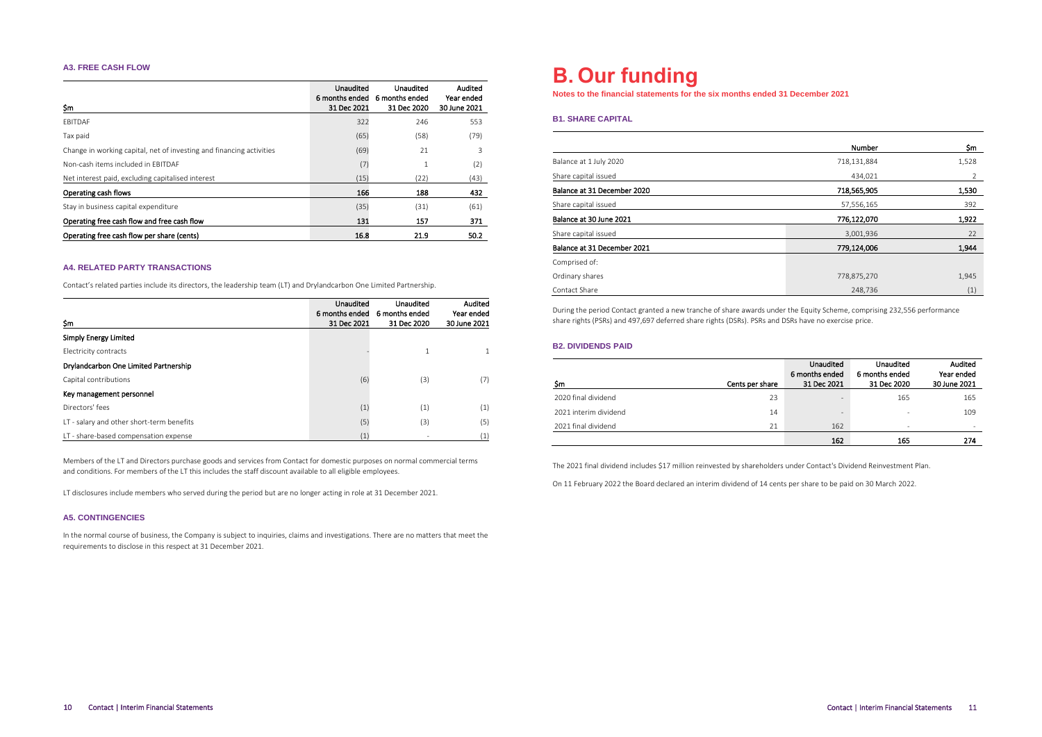### A3. FREE CASH FLOW

| $m | Unaudited 6 months ended 31 Dec 2021 | Unaudited 6 months ended 31 Dec 2020 | Audited Year ended 30 June 2021 |
|---|---|---|---|
| EBITDAF | 322 | 246 | 553 |
| Tax paid | (65) | (58) | (79) |
| Change in working capital, net of investing and financing activities | (69) | 21 | 3 |
| Non-cash items included in EBITDAF | (7) | 1 | (2) |
| Net interest paid, excluding capitalised interest | (15) | (22) | (43) |
| **Operating cash flows** | **166** | **188** | **432** |
| Stay in business capital expenditure | (35) | (31) | (61) |
| **Operating free cash flow and free cash flow** | **131** | **157** | **371** |
| **Operating free cash flow per share (cents)** | **16.8** | **21.9** | **50.2** |

### A4. RELATED PARTY TRANSACTIONS

Contact's related parties include its directors, the leadership team (LT) and Drylandcarbon One Limited Partnership.

| $m | Unaudited 6 months ended 31 Dec 2021 | Unaudited 6 months ended 31 Dec 2020 | Audited Year ended 30 June 2021 |
|---|---|---|---|
| **Simply Energy Limited** | | | |
| Electricity contracts | - | 1 | 1 |
| **Drylandcarbon One Limited Partnership** | | | |
| Capital contributions | (6) | (3) | (7) |
| **Key management personnel** | | | |
| Directors' fees | (1) | (1) | (1) |
| LT - salary and other short-term benefits | (5) | (3) | (5) |
| LT - share-based compensation expense | (1) | - | (1) |

Members of the LT and Directors purchase goods and services from Contact for domestic purposes on normal commercial terms and conditions. For members of the LT this includes the staff discount available to all eligible employees.

LT disclosures include members who served during the period but are no longer acting in role at 31 December 2021.

### A5. CONTINGENCIES

In the normal course of business, the Company is subject to inquiries, claims and investigations. There are no matters that meet the requirements to disclose in this respect at 31 December 2021.

# B. Our funding

**Notes to the financial statements for the six months ended 31 December 2021**

### B1. SHARE CAPITAL

| | Number | $m |
|---|---|---|
| Balance at 1 July 2020 | 718,131,884 | 1,528 |
| Share capital issued | 434,021 | 2 |
| **Balance at 31 December 2020** | **718,565,905** | **1,530** |
| Share capital issued | 57,556,165 | 392 |
| **Balance at 30 June 2021** | **776,122,070** | **1,922** |
| Share capital issued | 3,001,936 | 22 |
| **Balance at 31 December 2021** | **779,124,006** | **1,944** |
| Comprised of: | | |
| Ordinary shares | 778,875,270 | 1,945 |
| Contact Share | 248,736 | (1) |

During the period Contact granted a new tranche of share awards under the Equity Scheme, comprising 232,556 performance share rights (PSRs) and 497,697 deferred share rights (DSRs). PSRs and DSRs have no exercise price.

### B2. DIVIDENDS PAID

| $m | Cents per share | Unaudited 6 months ended 31 Dec 2021 | Unaudited 6 months ended 31 Dec 2020 | Audited Year ended 30 June 2021 |
|---|---|---|---|---|
| 2020 final dividend | 23 | - | 165 | 165 |
| 2021 interim dividend | 14 | - | - | 109 |
| 2021 final dividend | 21 | 162 | - | - |
| | | **162** | **165** | **274** |

The 2021 final dividend includes $17 million reinvested by shareholders under Contact's Dividend Reinvestment Plan.

On 11 February 2022 the Board declared an interim dividend of 14 cents per share to be paid on 30 March 2022.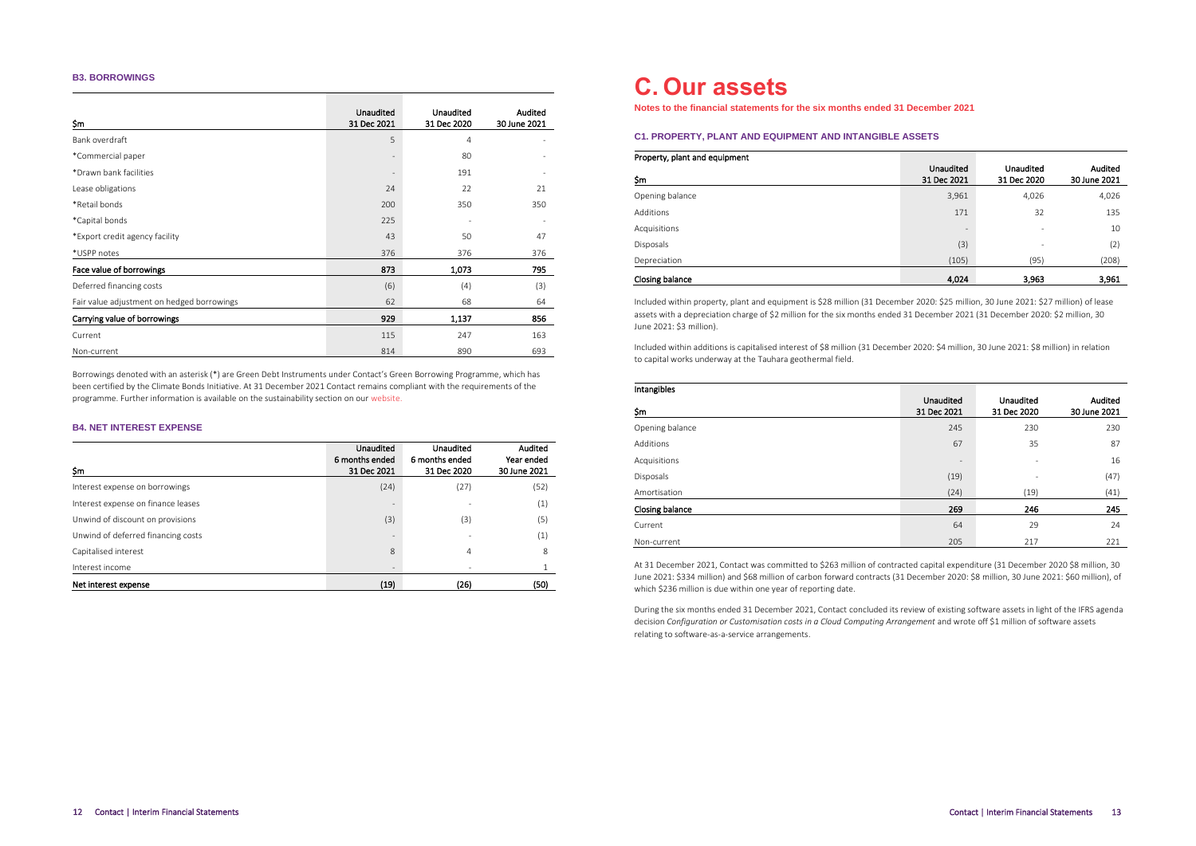### B3. BORROWINGS

| $m | Unaudited 31 Dec 2021 | Unaudited 31 Dec 2020 | Audited 30 June 2021 |
|---|---|---|---|
| Bank overdraft | 5 | 4 | - |
| *Commercial paper | - | 80 | - |
| *Drawn bank facilities | - | 191 | - |
| Lease obligations | 24 | 22 | 21 |
| *Retail bonds | 200 | 350 | 350 |
| *Capital bonds | 225 | - | - |
| *Export credit agency facility | 43 | 50 | 47 |
| *USPP notes | 376 | 376 | 376 |
| **Face value of borrowings** | **873** | **1,073** | **795** |
| Deferred financing costs | (6) | (4) | (3) |
| Fair value adjustment on hedged borrowings | 62 | 68 | 64 |
| **Carrying value of borrowings** | **929** | **1,137** | **856** |
| Current | 115 | 247 | 163 |
| Non-current | 814 | 890 | 693 |

Borrowings denoted with an asterisk (*) are Green Debt Instruments under Contact's Green Borrowing Programme, which has been certified by the Climate Bonds Initiative. At 31 December 2021 Contact remains compliant with the requirements of the programme. Further information is available on the sustainability section on our website.

### B4. NET INTEREST EXPENSE

| $m | Unaudited 6 months ended 31 Dec 2021 | Unaudited 6 months ended 31 Dec 2020 | Audited Year ended 30 June 2021 |
|---|---|---|---|
| Interest expense on borrowings | (24) | (27) | (52) |
| Interest expense on finance leases | - | - | (1) |
| Unwind of discount on provisions | (3) | (3) | (5) |
| Unwind of deferred financing costs | - | - | (1) |
| Capitalised interest | 8 | 4 | 8 |
| Interest income | - | - | 1 |
| **Net interest expense** | **(19)** | **(26)** | **(50)** |

# C. Our assets

**Notes to the financial statements for the six months ended 31 December 2021**

### C1. PROPERTY, PLANT AND EQUIPMENT AND INTANGIBLE ASSETS

**Property, plant and equipment**

| $m | Unaudited 31 Dec 2021 | Unaudited 31 Dec 2020 | Audited 30 June 2021 |
|---|---|---|---|
| Opening balance | 3,961 | 4,026 | 4,026 |
| Additions | 171 | 32 | 135 |
| Acquisitions | - | - | 10 |
| Disposals | (3) | - | (2) |
| Depreciation | (105) | (95) | (208) |
| **Closing balance** | **4,024** | **3,963** | **3,961** |

Included within property, plant and equipment is $28 million (31 December 2020: $25 million, 30 June 2021: $27 million) of lease assets with a depreciation charge of $2 million for the six months ended 31 December 2021 (31 December 2020: $2 million, 30 June 2021: $3 million).

Included within additions is capitalised interest of $8 million (31 December 2020: $4 million, 30 June 2021: $8 million) in relation to capital works underway at the Tauhara geothermal field.

**Intangibles**

| $m | Unaudited 31 Dec 2021 | Unaudited 31 Dec 2020 | Audited 30 June 2021 |
|---|---|---|---|
| Opening balance | 245 | 230 | 230 |
| Additions | 67 | 35 | 87 |
| Acquisitions | - | - | 16 |
| Disposals | (19) | - | (47) |
| Amortisation | (24) | (19) | (41) |
| **Closing balance** | **269** | **246** | **245** |
| Current | 64 | 29 | 24 |
| Non-current | 205 | 217 | 221 |

At 31 December 2021, Contact was committed to $263 million of contracted capital expenditure (31 December 2020 $8 million, 30 June 2021: $334 million) and $68 million of carbon forward contracts (31 December 2020: $8 million, 30 June 2021: $60 million), of which $236 million is due within one year of reporting date.

During the six months ended 31 December 2021, Contact concluded its review of existing software assets in light of the IFRS agenda decision *Configuration or Customisation costs in a Cloud Computing Arrangement* and wrote off $1 million of software assets relating to software-as-a-service arrangements.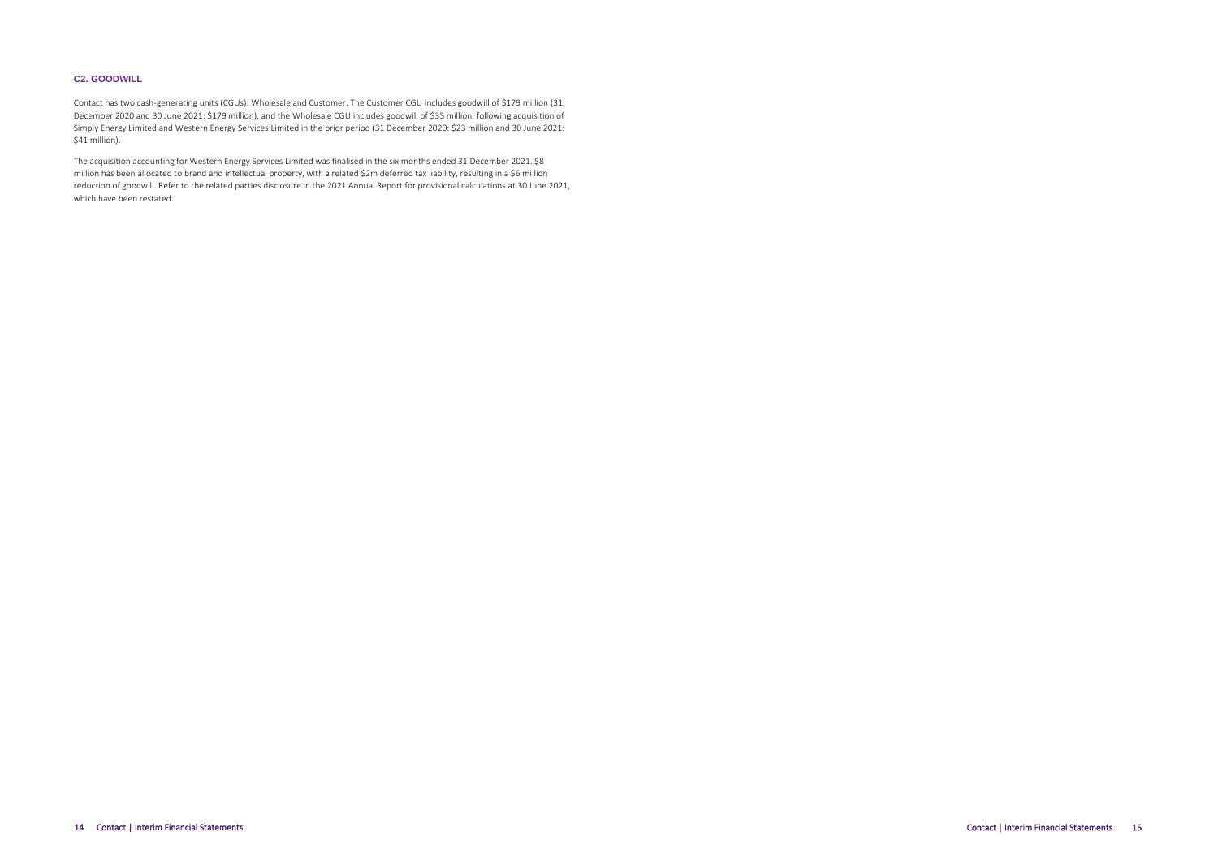## C2. GOODWILL

Contact has two cash-generating units (CGUs): Wholesale and Customer. The Customer CGU includes goodwill of $179 million (31 December 2020 and 30 June 2021: $179 million), and the Wholesale CGU includes goodwill of $35 million, following acquisition of Simply Energy Limited and Western Energy Services Limited in the prior period (31 December 2020: $23 million and 30 June 2021: $41 million).

The acquisition accounting for Western Energy Services Limited was finalised in the six months ended 31 December 2021. $8 million has been allocated to brand and intellectual property, with a related $2m deferred tax liability, resulting in a $6 million reduction of goodwill. Refer to the related parties disclosure in the 2021 Annual Report for provisional calculations at 30 June 2021, which have been restated.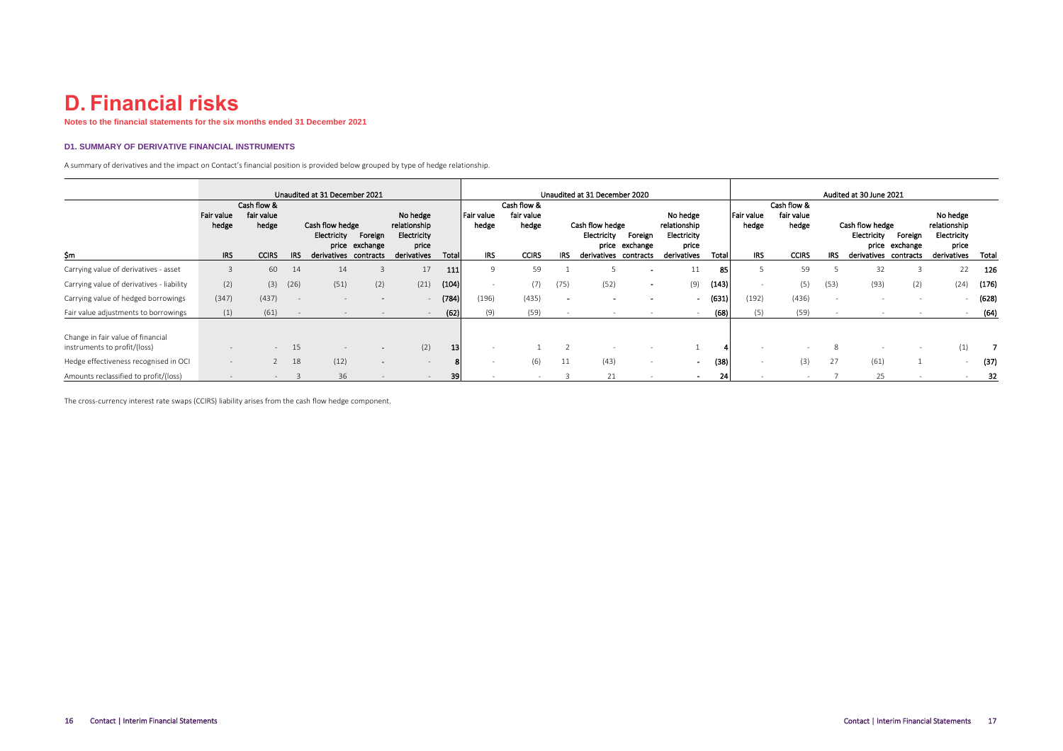# D. Financial risks

**Notes to the financial statements for the six months ended 31 December 2021**

### D1. SUMMARY OF DERIVATIVE FINANCIAL INSTRUMENTS

A summary of derivatives and the impact on Contact's financial position is provided below grouped by type of hedge relationship.

| | Unaudited at 31 December 2021 | | | | | | | Unaudited at 31 December 2020 | | | | | | | Audited at 30 June 2021 | | | | | | |
|---|---|---|---|---|---|---|---|---|---|---|---|---|---|---|---|---|---|---|---|---|---|
| | Fair value hedge | Cash flow & fair value hedge | Cash flow hedge | | | No hedge relationship | | Fair value hedge | Cash flow & fair value hedge | Cash flow hedge | | | No hedge relationship | | Fair value hedge | Cash flow & fair value hedge | Cash flow hedge | | | No hedge relationship | |
| $m | IRS | CCIRS | IRS | Electricity price derivatives | Foreign exchange contracts | Electricity price derivatives | Total | IRS | CCIRS | IRS | Electricity price derivatives | Foreign exchange contracts | Electricity price derivatives | Total | IRS | CCIRS | IRS | Electricity price derivatives | Foreign exchange contracts | Electricity price derivatives | Total |
| Carrying value of derivatives - asset | 3 | 60 | 14 | 14 | 3 | 17 | **111** | 9 | 59 | 1 | 5 | - | 11 | **85** | 5 | 59 | 5 | 32 | 3 | 22 | **126** |
| Carrying value of derivatives - liability | (2) | (3) | (26) | (51) | (2) | (21) | **(104)** | - | (7) | (75) | (52) | - | (9) | **(143)** | - | (5) | (53) | (93) | (2) | (24) | **(176)** |
| Carrying value of hedged borrowings | (347) | (437) | - | - | - | - | **(784)** | (196) | (435) | - | - | - | - | **(631)** | (192) | (436) | - | - | - | - | **(628)** |
| Fair value adjustments to borrowings | (1) | (61) | - | - | - | - | **(62)** | (9) | (59) | - | - | - | - | **(68)** | (5) | (59) | - | - | - | - | **(64)** |
| Change in fair value of financial instruments to profit/(loss) | - | - | 15 | - | - | (2) | **13** | - | 1 | 2 | - | - | 1 | **4** | - | - | 8 | - | - | (1) | **7** |
| Hedge effectiveness recognised in OCI | - | 2 | 18 | (12) | - | - | **8** | - | (6) | 11 | (43) | - | - | **(38)** | - | (3) | 27 | (61) | 1 | - | **(37)** |
| Amounts reclassified to profit/(loss) | - | - | 3 | 36 | - | - | **39** | - | - | 3 | 21 | - | - | **24** | - | - | 7 | 25 | - | - | **32** |

The cross-currency interest rate swaps (CCIRS) liability arises from the cash flow hedge component.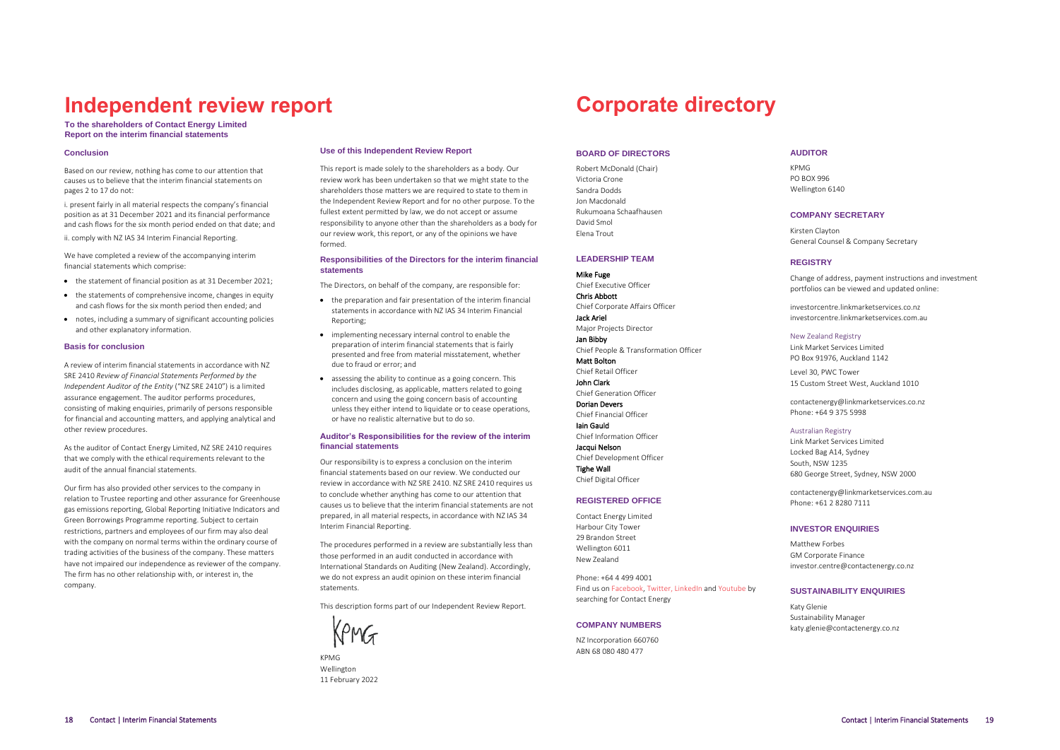# Independent review report

**To the shareholders of Contact Energy Limited**
**Report on the interim financial statements**

### Conclusion

Based on our review, nothing has come to our attention that causes us to believe that the interim financial statements on pages 2 to 17 do not:

i. present fairly in all material respects the company's financial position as at 31 December 2021 and its financial performance and cash flows for the six month period ended on that date; and

ii. comply with NZ IAS 34 Interim Financial Reporting.

We have completed a review of the accompanying interim financial statements which comprise:

- the statement of financial position as at 31 December 2021;
- the statements of comprehensive income, changes in equity and cash flows for the six month period then ended; and
- notes, including a summary of significant accounting policies and other explanatory information.

### Basis for conclusion

A review of interim financial statements in accordance with NZ SRE 2410 *Review of Financial Statements Performed by the Independent Auditor of the Entity* ("NZ SRE 2410") is a limited assurance engagement. The auditor performs procedures, consisting of making enquiries, primarily of persons responsible for financial and accounting matters, and applying analytical and other review procedures.

As the auditor of Contact Energy Limited, NZ SRE 2410 requires that we comply with the ethical requirements relevant to the audit of the annual financial statements.

Our firm has also provided other services to the company in relation to Trustee reporting and other assurance for Greenhouse gas emissions reporting, Global Reporting Initiative Indicators and Green Borrowings Programme reporting. Subject to certain restrictions, partners and employees of our firm may also deal with the company on normal terms within the ordinary course of trading activities of the business of the company. These matters have not impaired our independence as reviewer of the company. The firm has no other relationship with, or interest in, the company.

### Use of this Independent Review Report

This report is made solely to the shareholders as a body. Our review work has been undertaken so that we might state to the shareholders those matters we are required to state to them in the Independent Review Report and for no other purpose. To the fullest extent permitted by law, we do not accept or assume responsibility to anyone other than the shareholders as a body for our review work, this report, or any of the opinions we have formed.

### Responsibilities of the Directors for the interim financial statements

The Directors, on behalf of the company, are responsible for:

- the preparation and fair presentation of the interim financial statements in accordance with NZ IAS 34 Interim Financial Reporting;
- implementing necessary internal control to enable the preparation of interim financial statements that is fairly presented and free from material misstatement, whether due to fraud or error; and
- assessing the ability to continue as a going concern. This includes disclosing, as applicable, matters related to going concern and using the going concern basis of accounting unless they either intend to liquidate or to cease operations, or have no realistic alternative but to do so.

### Auditor's Responsibilities for the review of the interim financial statements

Our responsibility is to express a conclusion on the interim financial statements based on our review. We conducted our review in accordance with NZ SRE 2410. NZ SRE 2410 requires us to conclude whether anything has come to our attention that causes us to believe that the interim financial statements are not prepared, in all material respects, in accordance with NZ IAS 34 Interim Financial Reporting.

The procedures performed in a review are substantially less than those performed in an audit conducted in accordance with International Standards on Auditing (New Zealand). Accordingly, we do not express an audit opinion on these interim financial statements.

This description forms part of our Independent Review Report.

KPMG

KPMG
Wellington
11 February 2022

# Corporate directory

### BOARD OF DIRECTORS

Robert McDonald (Chair)
Victoria Crone
Sandra Dodds
Jon Macdonald
Rukumoana Schaafhausen
David Smol
Elena Trout

### LEADERSHIP TEAM

**Mike Fuge**
Chief Executive Officer
**Chris Abbott**
Chief Corporate Affairs Officer
**Jack Ariel**
Major Projects Director
**Jan Bibby**
Chief People & Transformation Officer
**Matt Bolton**
Chief Retail Officer
**John Clark**
Chief Generation Officer
**Dorian Devers**
Chief Financial Officer
**Iain Gauld**
Chief Information Officer
**Jacqui Nelson**
Chief Development Officer
**Tighe Wall**
Chief Digital Officer

### REGISTERED OFFICE

Contact Energy Limited
Harbour City Tower
29 Brandon Street
Wellington 6011
New Zealand

Phone: +64 4 499 4001
Find us on Facebook, Twitter, LinkedIn and Youtube by searching for Contact Energy

### COMPANY NUMBERS

NZ Incorporation 660760
ABN 68 080 480 477

### AUDITOR

KPMG
PO BOX 996
Wellington 6140

### COMPANY SECRETARY

Kirsten Clayton
General Counsel & Company Secretary

### REGISTRY

Change of address, payment instructions and investment portfolios can be viewed and updated online:

investorcentre.linkmarketservices.co.nz
investorcentre.linkmarketservices.com.au

New Zealand Registry
Link Market Services Limited
PO Box 91976, Auckland 1142

Level 30, PWC Tower
15 Custom Street West, Auckland 1010

contactenergy@linkmarketservices.co.nz
Phone: +64 9 375 5998

Australian Registry
Link Market Services Limited
Locked Bag A14, Sydney
South, NSW 1235
680 George Street, Sydney, NSW 2000

contactenergy@linkmarketservices.com.au
Phone: +61 2 8280 7111

### INVESTOR ENQUIRIES

Matthew Forbes
GM Corporate Finance
investor.centre@contactenergy.co.nz

### SUSTAINABILITY ENQUIRIES

Katy Glenie
Sustainability Manager
katy.glenie@contactenergy.co.nz